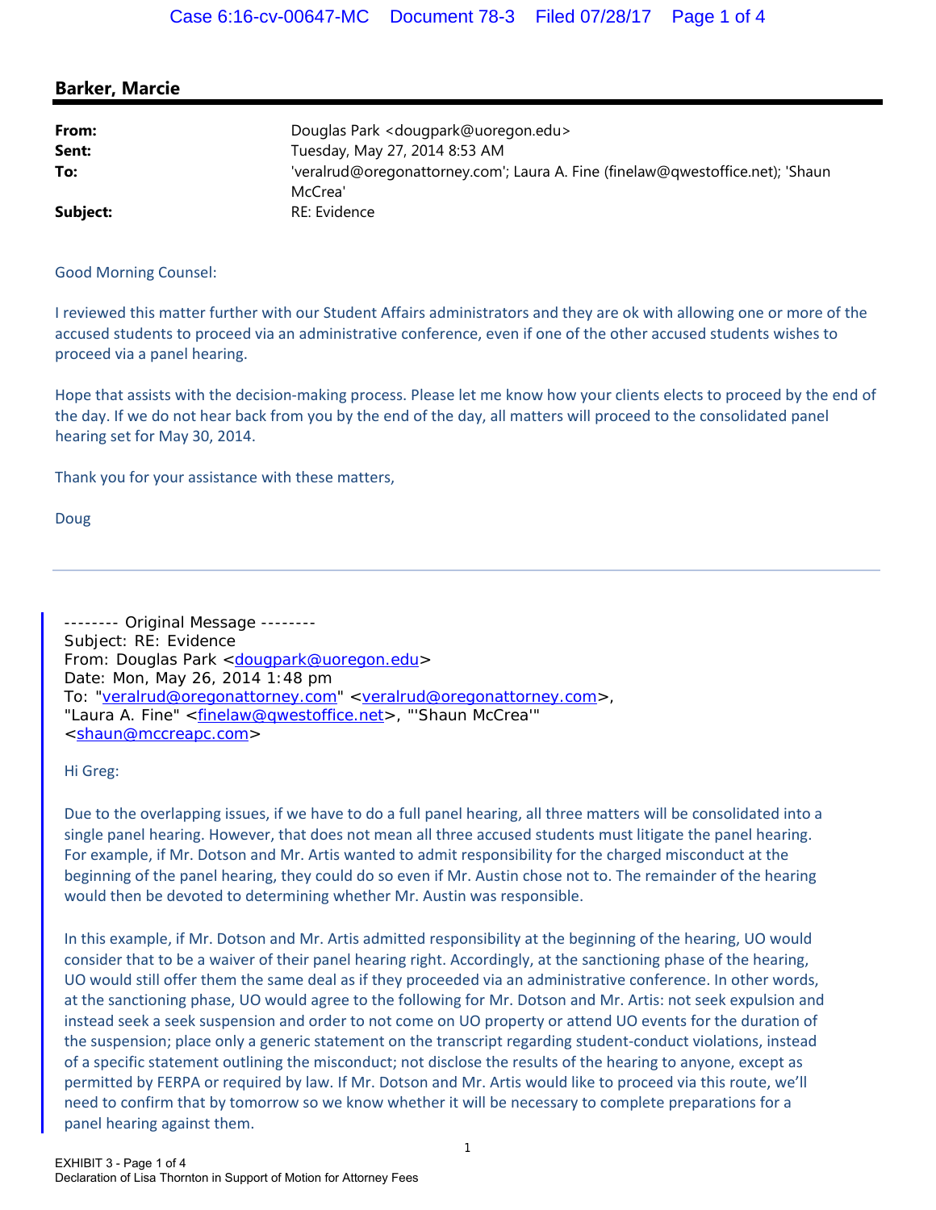## Barker, Marcie

| | |
|---|---|
| **From:** | Douglas Park <dougpark@uoregon.edu> |
| **Sent:** | Tuesday, May 27, 2014 8:53 AM |
| **To:** | 'veralrud@oregonattorney.com'; Laura A. Fine (finelaw@qwestoffice.net); 'Shaun McCrea' |
| **Subject:** | RE: Evidence |

Good Morning Counsel:

I reviewed this matter further with our Student Affairs administrators and they are ok with allowing one or more of the accused students to proceed via an administrative conference, even if one of the other accused students wishes to proceed via a panel hearing.

Hope that assists with the decision-making process. Please let me know how your clients elects to proceed by the end of the day. If we do not hear back from you by the end of the day, all matters will proceed to the consolidated panel hearing set for May 30, 2014.

Thank you for your assistance with these matters,

Doug

---

-------- Original Message --------
Subject: RE: Evidence
From: Douglas Park <dougpark@uoregon.edu>
Date: Mon, May 26, 2014 1:48 pm
To: "veralrud@oregonattorney.com" <veralrud@oregonattorney.com>,
"Laura A. Fine" <finelaw@qwestoffice.net>, "'Shaun McCrea'"
<shaun@mccreapc.com>

Hi Greg:

Due to the overlapping issues, if we have to do a full panel hearing, all three matters will be consolidated into a single panel hearing. However, that does not mean all three accused students must litigate the panel hearing. For example, if Mr. Dotson and Mr. Artis wanted to admit responsibility for the charged misconduct at the beginning of the panel hearing, they could do so even if Mr. Austin chose not to. The remainder of the hearing would then be devoted to determining whether Mr. Austin was responsible.

In this example, if Mr. Dotson and Mr. Artis admitted responsibility at the beginning of the hearing, UO would consider that to be a waiver of their panel hearing right. Accordingly, at the sanctioning phase of the hearing, UO would still offer them the same deal as if they proceeded via an administrative conference. In other words, at the sanctioning phase, UO would agree to the following for Mr. Dotson and Mr. Artis: not seek expulsion and instead seek a seek suspension and order to not come on UO property or attend UO events for the duration of the suspension; place only a generic statement on the transcript regarding student-conduct violations, instead of a specific statement outlining the misconduct; not disclose the results of the hearing to anyone, except as permitted by FERPA or required by law. If Mr. Dotson and Mr. Artis would like to proceed via this route, we'll need to confirm that by tomorrow so we know whether it will be necessary to complete preparations for a panel hearing against them.

EXHIBIT 3 - Page 1 of 4
Declaration of Lisa Thornton in Support of Motion for Attorney Fees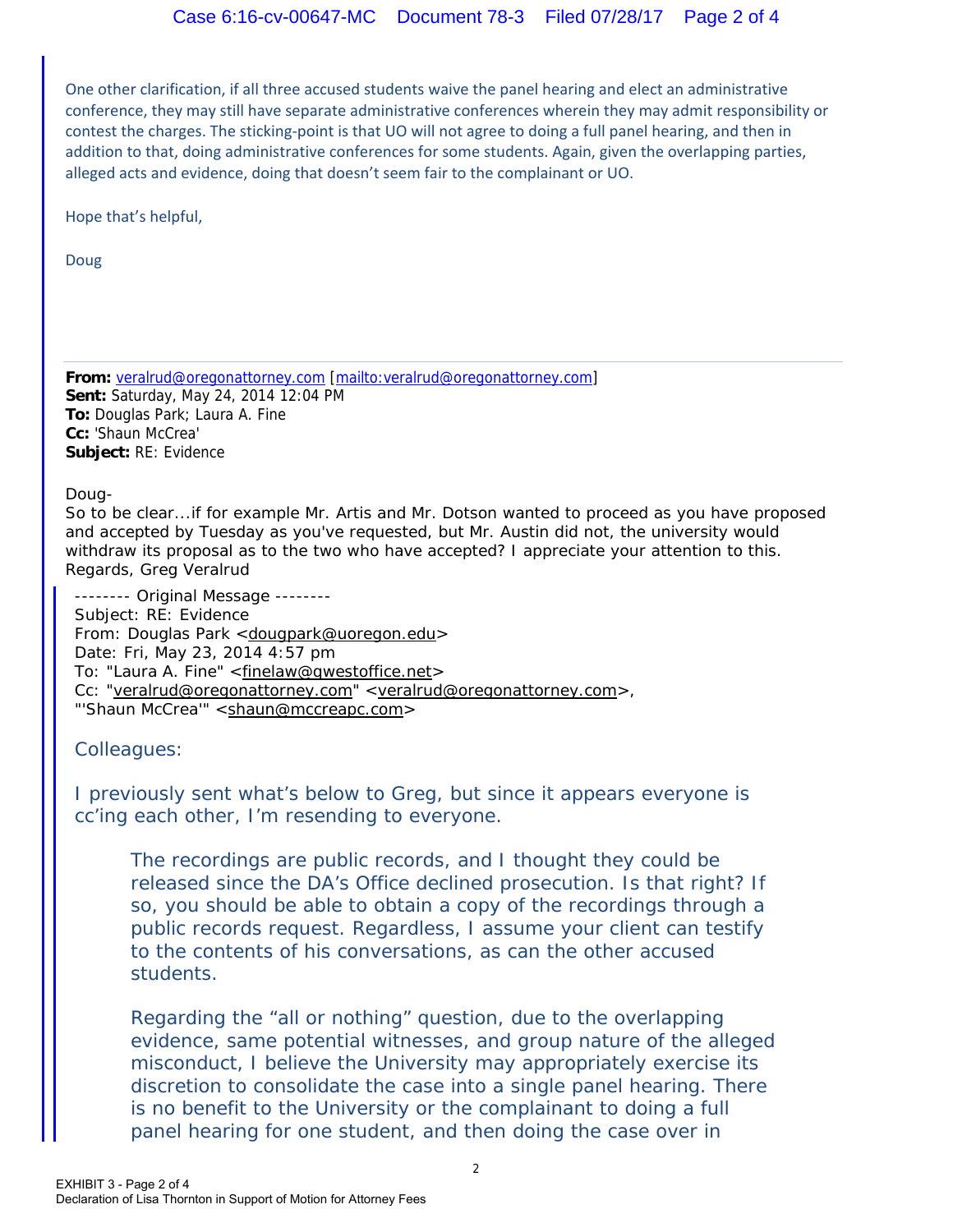One other clarification, if all three accused students waive the panel hearing and elect an administrative conference, they may still have separate administrative conferences wherein they may admit responsibility or contest the charges. The sticking-point is that UO will not agree to doing a full panel hearing, and then in addition to that, doing administrative conferences for some students. Again, given the overlapping parties, alleged acts and evidence, doing that doesn't seem fair to the complainant or UO.

Hope that's helpful,

Doug

---

**From:** veralrud@oregonattorney.com [mailto:veralrud@oregonattorney.com]
**Sent:** Saturday, May 24, 2014 12:04 PM
**To:** Douglas Park; Laura A. Fine
**Cc:** 'Shaun McCrea'
**Subject:** RE: Evidence

Doug-
So to be clear...if for example Mr. Artis and Mr. Dotson wanted to proceed as you have proposed and accepted by Tuesday as you've requested, but Mr. Austin did not, the university would withdraw its proposal as to the two who have accepted? I appreciate your attention to this.
Regards, Greg Veralrud

> -------- Original Message --------
> Subject: RE: Evidence
> From: Douglas Park <dougpark@uoregon.edu>
> Date: Fri, May 23, 2014 4:57 pm
> To: "Laura A. Fine" <finelaw@qwestoffice.net>
> Cc: "veralrud@oregonattorney.com" <veralrud@oregonattorney.com>,
> "'Shaun McCrea'" <shaun@mccreapc.com>
>
> Colleagues:
>
> I previously sent what's below to Greg, but since it appears everyone is cc'ing each other, I'm resending to everyone.
>
> > The recordings are public records, and I thought they could be released since the DA's Office declined prosecution. Is that right? If so, you should be able to obtain a copy of the recordings through a public records request. Regardless, I assume your client can testify to the contents of his conversations, as can the other accused students.
> >
> > Regarding the "all or nothing" question, due to the overlapping evidence, same potential witnesses, and group nature of the alleged misconduct, I believe the University may appropriately exercise its discretion to consolidate the case into a single panel hearing. There is no benefit to the University or the complainant to doing a full panel hearing for one student, and then doing the case over in

EXHIBIT 3 - Page 2 of 4
Declaration of Lisa Thornton in Support of Motion for Attorney Fees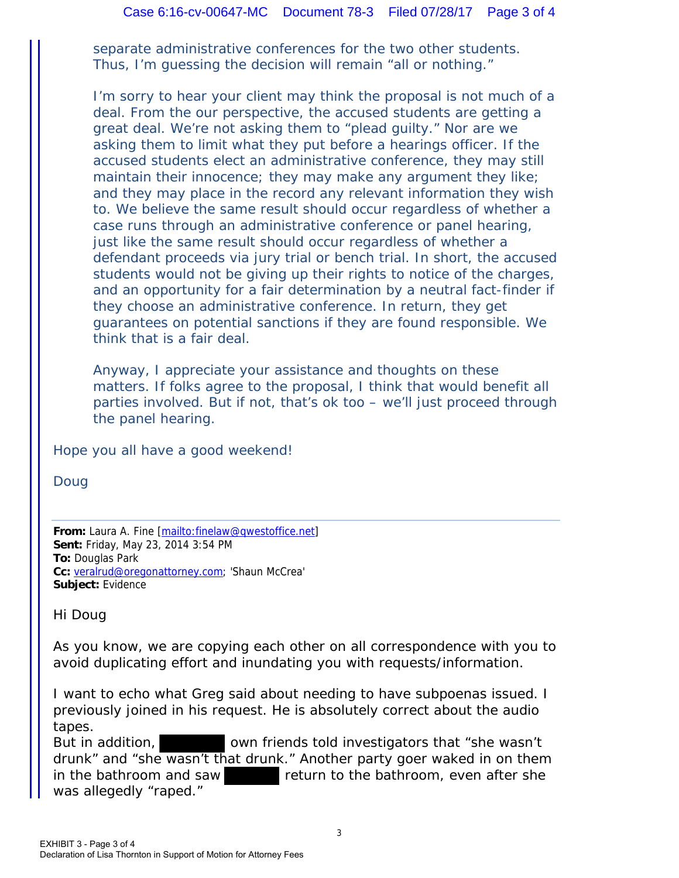separate administrative conferences for the two other students. Thus, I'm guessing the decision will remain "all or nothing."

I'm sorry to hear your client may think the proposal is not much of a deal. From the our perspective, the accused students are getting a great deal. We're not asking them to "plead guilty." Nor are we asking them to limit what they put before a hearings officer. If the accused students elect an administrative conference, they may still maintain their innocence; they may make any argument they like; and they may place in the record any relevant information they wish to. We believe the same result should occur regardless of whether a case runs through an administrative conference or panel hearing, just like the same result should occur regardless of whether a defendant proceeds via jury trial or bench trial. In short, the accused students would not be giving up their rights to notice of the charges, and an opportunity for a fair determination by a neutral fact-finder if they choose an administrative conference. In return, they get guarantees on potential sanctions if they are found responsible. We think that is a fair deal.

Anyway, I appreciate your assistance and thoughts on these matters. If folks agree to the proposal, I think that would benefit all parties involved. But if not, that's ok too – we'll just proceed through the panel hearing.

Hope you all have a good weekend!

Doug

---

**From:** Laura A. Fine [mailto:finelaw@qwestoffice.net]
**Sent:** Friday, May 23, 2014 3:54 PM
**To:** Douglas Park
**Cc:** veralrud@oregonattorney.com; 'Shaun McCrea'
**Subject:** Evidence

Hi Doug

As you know, we are copying each other on all correspondence with you to avoid duplicating effort and inundating you with requests/information.

I want to echo what Greg said about needing to have subpoenas issued. I previously joined in his request. He is absolutely correct about the audio tapes.
But in addition, [REDACTED] own friends told investigators that "she wasn't drunk" and "she wasn't that drunk." Another party goer waked in on them in the bathroom and saw [REDACTED] return to the bathroom, even after she was allegedly "raped."

EXHIBIT 3 - Page 3 of 4
Declaration of Lisa Thornton in Support of Motion for Attorney Fees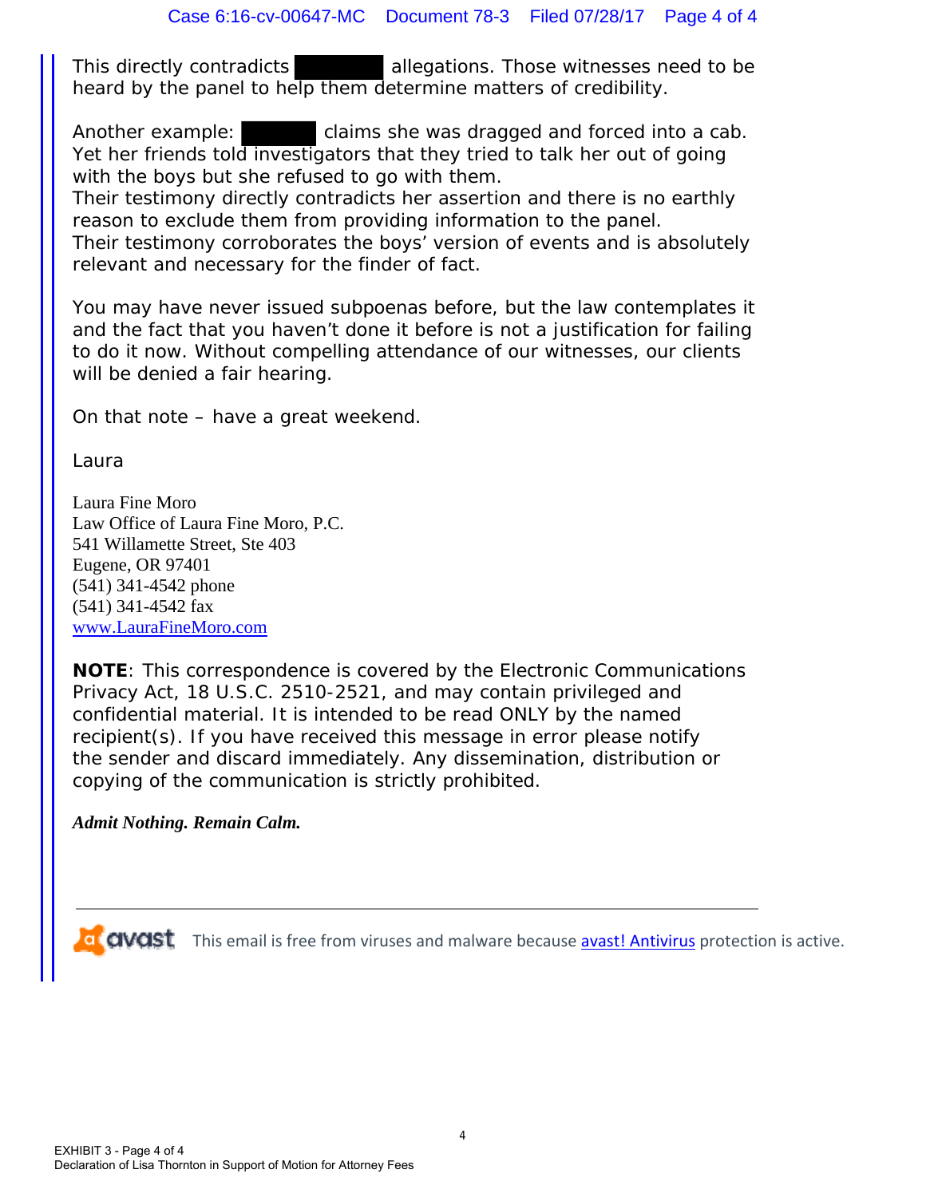This directly contracts ████████ allegations. Those witnesses need to be heard by the panel to help them determine matters of credibility.

Another example: ██████ claims she was dragged and forced into a cab. Yet her friends told investigators that they tried to talk her out of going with the boys but she refused to go with them.
Their testimony directly contradicts her assertion and there is no earthly reason to exclude them from providing information to the panel.
Their testimony corroborates the boys' version of events and is absolutely relevant and necessary for the finder of fact.

You may have never issued subpoenas before, but the law contemplates it and the fact that you haven't done it before is not a justification for failing to do it now. Without compelling attendance of our witnesses, our clients will be denied a fair hearing.

On that note – have a great weekend.

Laura

Laura Fine Moro
Law Office of Laura Fine Moro, P.C.
541 Willamette Street, Ste 403
Eugene, OR 97401
(541) 341-4542 phone
(541) 341-4542 fax
www.LauraFineMoro.com

**NOTE**: This correspondence is covered by the Electronic Communications Privacy Act, 18 U.S.C. 2510-2521, and may contain privileged and confidential material. It is intended to be read ONLY by the named recipient(s). If you have received this message in error please notify the sender and discard immediately. Any dissemination, distribution or copying of the communication is strictly prohibited.

***Admit Nothing. Remain Calm.***

---

avast This email is free from viruses and malware because avast! Antivirus protection is active.

EXHIBIT 3 - Page 4 of 4
Declaration of Lisa Thornton in Support of Motion for Attorney Fees